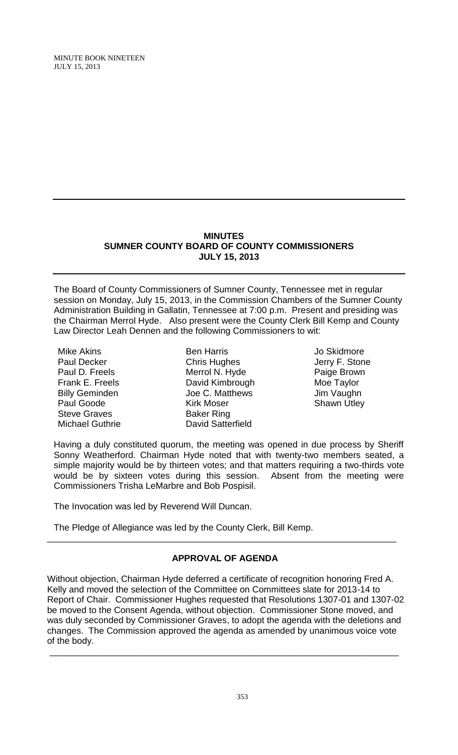## MINUTES
## SUMNER COUNTY BOARD OF COUNTY COMMISSIONERS
## JULY 15, 2013

The Board of County Commissioners of Sumner County, Tennessee met in regular session on Monday, July 15, 2013, in the Commission Chambers of the Sumner County Administration Building in Gallatin, Tennessee at 7:00 p.m. Present and presiding was the Chairman Merrol Hyde. Also present were the County Clerk Bill Kemp and County Law Director Leah Dennen and the following Commissioners to wit:

| | | |
|---|---|---|
| Mike Akins | Ben Harris | Jo Skidmore |
| Paul Decker | Chris Hughes | Jerry F. Stone |
| Paul D. Freels | Merrol N. Hyde | Paige Brown |
| Frank E. Freels | David Kimbrough | Moe Taylor |
| Billy Geminden | Joe C. Matthews | Jim Vaughn |
| Paul Goode | Kirk Moser | Shawn Utley |
| Steve Graves | Baker Ring | |
| Michael Guthrie | David Satterfield | |

Having a duly constituted quorum, the meeting was opened in due process by Sheriff Sonny Weatherford. Chairman Hyde noted that with twenty-two members seated, a simple majority would be by thirteen votes; and that matters requiring a two-thirds vote would be by sixteen votes during this session. Absent from the meeting were Commissioners Trisha LeMarbre and Bob Pospisil.

The Invocation was led by Reverend Will Duncan.

The Pledge of Allegiance was led by the County Clerk, Bill Kemp.

---

### APPROVAL OF AGENDA

Without objection, Chairman Hyde deferred a certificate of recognition honoring Fred A. Kelly and moved the selection of the Committee on Committees slate for 2013-14 to Report of Chair. Commissioner Hughes requested that Resolutions 1307-01 and 1307-02 be moved to the Consent Agenda, without objection. Commissioner Stone moved, and was duly seconded by Commissioner Graves, to adopt the agenda with the deletions and changes. The Commission approved the agenda as amended by unanimous voice vote of the body.

---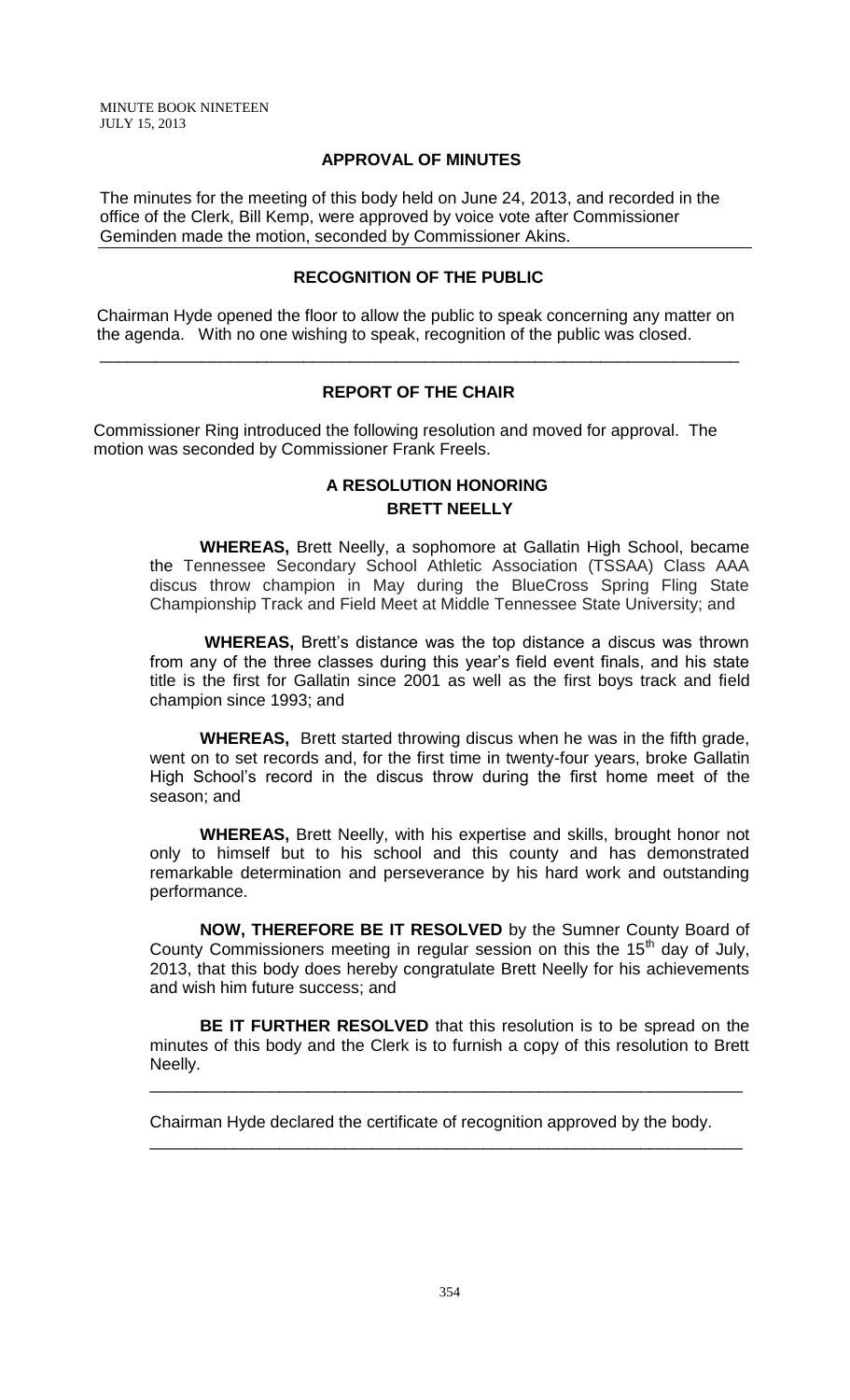## APPROVAL OF MINUTES

The minutes for the meeting of this body held on June 24, 2013, and recorded in the office of the Clerk, Bill Kemp, were approved by voice vote after Commissioner Geminden made the motion, seconded by Commissioner Akins.

## RECOGNITION OF THE PUBLIC

Chairman Hyde opened the floor to allow the public to speak concerning any matter on the agenda. With no one wishing to speak, recognition of the public was closed.

---

## REPORT OF THE CHAIR

Commissioner Ring introduced the following resolution and moved for approval. The motion was seconded by Commissioner Frank Freels.

### A RESOLUTION HONORING BRETT NEELLY

**WHEREAS,** Brett Neelly, a sophomore at Gallatin High School, became the Tennessee Secondary School Athletic Association (TSSAA) Class AAA discus throw champion in May during the BlueCross Spring Fling State Championship Track and Field Meet at Middle Tennessee State University; and

**WHEREAS,** Brett's distance was the top distance a discus was thrown from any of the three classes during this year's field event finals, and his state title is the first for Gallatin since 2001 as well as the first boys track and field champion since 1993; and

**WHEREAS,** Brett started throwing discus when he was in the fifth grade, went on to set records and, for the first time in twenty-four years, broke Gallatin High School's record in the discus throw during the first home meet of the season; and

**WHEREAS,** Brett Neelly, with his expertise and skills, brought honor not only to himself but to his school and this county and has demonstrated remarkable determination and perseverance by his hard work and outstanding performance.

**NOW, THEREFORE BE IT RESOLVED** by the Sumner County Board of County Commissioners meeting in regular session on this the 15th day of July, 2013, that this body does hereby congratulate Brett Neelly for his achievements and wish him future success; and

**BE IT FURTHER RESOLVED** that this resolution is to be spread on the minutes of this body and the Clerk is to furnish a copy of this resolution to Brett Neelly.

---

Chairman Hyde declared the certificate of recognition approved by the body.

---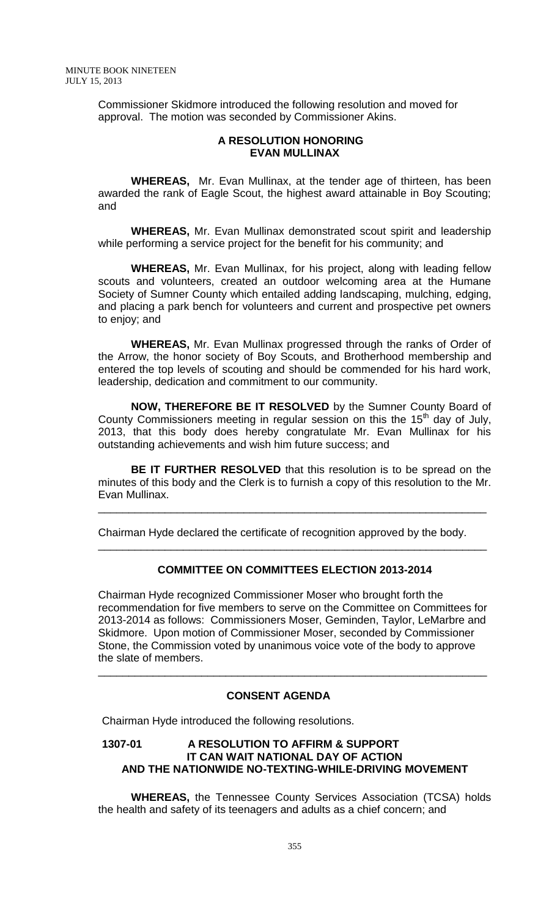Commissioner Skidmore introduced the following resolution and moved for approval. The motion was seconded by Commissioner Akins.

**A RESOLUTION HONORING EVAN MULLINAX**

**WHEREAS,** Mr. Evan Mullinax, at the tender age of thirteen, has been awarded the rank of Eagle Scout, the highest award attainable in Boy Scouting; and

**WHEREAS,** Mr. Evan Mullinax demonstrated scout spirit and leadership while performing a service project for the benefit for his community; and

**WHEREAS,** Mr. Evan Mullinax, for his project, along with leading fellow scouts and volunteers, created an outdoor welcoming area at the Humane Society of Sumner County which entailed adding landscaping, mulching, edging, and placing a park bench for volunteers and current and prospective pet owners to enjoy; and

**WHEREAS,** Mr. Evan Mullinax progressed through the ranks of Order of the Arrow, the honor society of Boy Scouts, and Brotherhood membership and entered the top levels of scouting and should be commended for his hard work, leadership, dedication and commitment to our community.

**NOW, THEREFORE BE IT RESOLVED** by the Sumner County Board of County Commissioners meeting in regular session on this the 15th day of July, 2013, that this body does hereby congratulate Mr. Evan Mullinax for his outstanding achievements and wish him future success; and

**BE IT FURTHER RESOLVED** that this resolution is to be spread on the minutes of this body and the Clerk is to furnish a copy of this resolution to the Mr. Evan Mullinax.

---

Chairman Hyde declared the certificate of recognition approved by the body.

---

**COMMITTEE ON COMMITTEES ELECTION 2013-2014**

Chairman Hyde recognized Commissioner Moser who brought forth the recommendation for five members to serve on the Committee on Committees for 2013-2014 as follows: Commissioners Moser, Geminden, Taylor, LeMarbre and Skidmore. Upon motion of Commissioner Moser, seconded by Commissioner Stone, the Commission voted by unanimous voice vote of the body to approve the slate of members.

---

**CONSENT AGENDA**

Chairman Hyde introduced the following resolutions.

**1307-01 A RESOLUTION TO AFFIRM & SUPPORT IT CAN WAIT NATIONAL DAY OF ACTION AND THE NATIONWIDE NO-TEXTING-WHILE-DRIVING MOVEMENT**

**WHEREAS,** the Tennessee County Services Association (TCSA) holds the health and safety of its teenagers and adults as a chief concern; and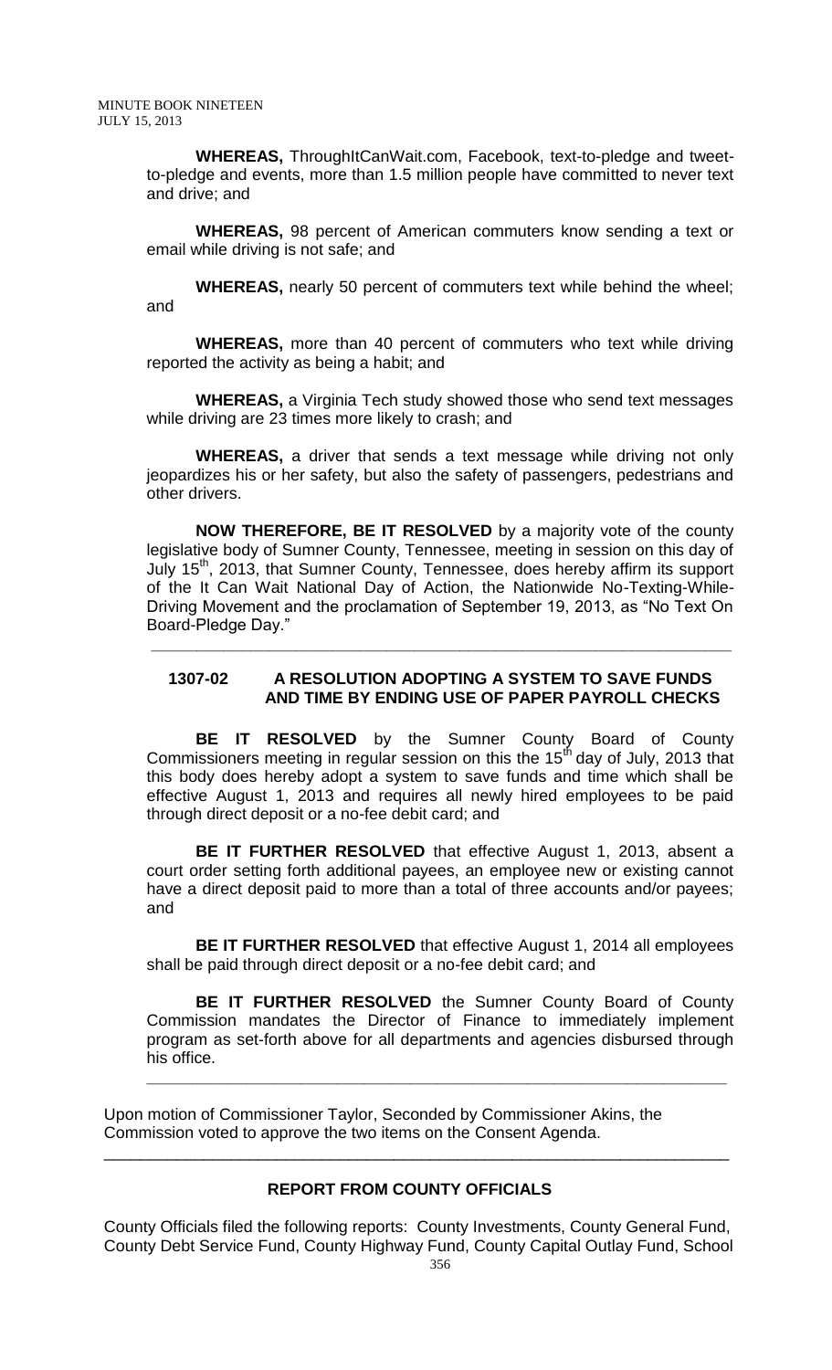**WHEREAS,** ThroughItCanWait.com, Facebook, text-to-pledge and tweet-to-pledge and events, more than 1.5 million people have committed to never text and drive; and

**WHEREAS,** 98 percent of American commuters know sending a text or email while driving is not safe; and

**WHEREAS,** nearly 50 percent of commuters text while behind the wheel; and

**WHEREAS,** more than 40 percent of commuters who text while driving reported the activity as being a habit; and

**WHEREAS,** a Virginia Tech study showed those who send text messages while driving are 23 times more likely to crash; and

**WHEREAS,** a driver that sends a text message while driving not only jeopardizes his or her safety, but also the safety of passengers, pedestrians and other drivers.

**NOW THEREFORE, BE IT RESOLVED** by a majority vote of the county legislative body of Sumner County, Tennessee, meeting in session on this day of July 15th, 2013, that Sumner County, Tennessee, does hereby affirm its support of the It Can Wait National Day of Action, the Nationwide No-Texting-While-Driving Movement and the proclamation of September 19, 2013, as "No Text On Board-Pledge Day."

---

**1307-02 A RESOLUTION ADOPTING A SYSTEM TO SAVE FUNDS AND TIME BY ENDING USE OF PAPER PAYROLL CHECKS**

**BE IT RESOLVED** by the Sumner County Board of County Commissioners meeting in regular session on this the 15th day of July, 2013 that this body does hereby adopt a system to save funds and time which shall be effective August 1, 2013 and requires all newly hired employees to be paid through direct deposit or a no-fee debit card; and

**BE IT FURTHER RESOLVED** that effective August 1, 2013, absent a court order setting forth additional payees, an employee new or existing cannot have a direct deposit paid to more than a total of three accounts and/or payees; and

**BE IT FURTHER RESOLVED** that effective August 1, 2014 all employees shall be paid through direct deposit or a no-fee debit card; and

**BE IT FURTHER RESOLVED** the Sumner County Board of County Commission mandates the Director of Finance to immediately implement program as set-forth above for all departments and agencies disbursed through his office.

---

Upon motion of Commissioner Taylor, Seconded by Commissioner Akins, the Commission voted to approve the two items on the Consent Agenda.

---

**REPORT FROM COUNTY OFFICIALS**

County Officials filed the following reports: County Investments, County General Fund, County Debt Service Fund, County Highway Fund, County Capital Outlay Fund, School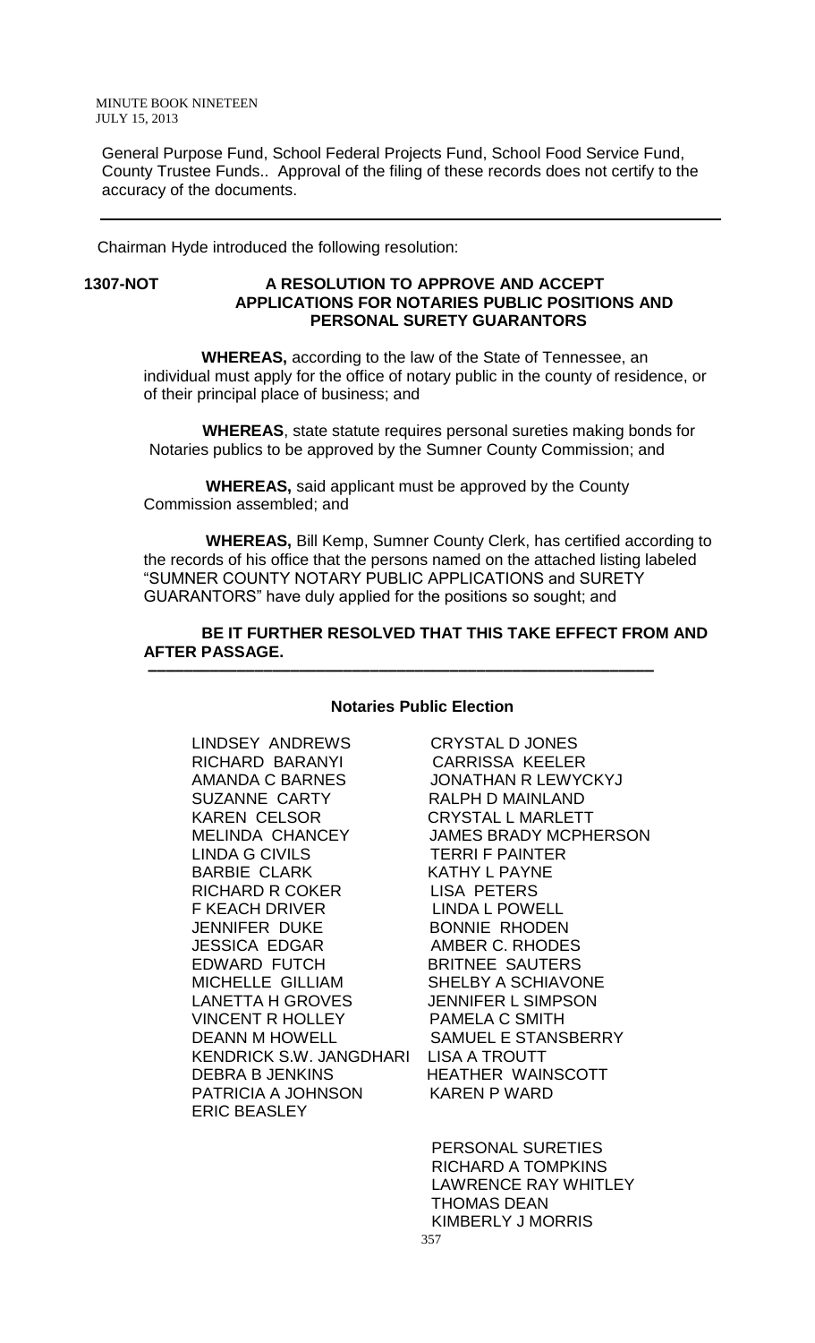General Purpose Fund, School Federal Projects Fund, School Food Service Fund, County Trustee Funds.. Approval of the filing of these records does not certify to the accuracy of the documents.

---

Chairman Hyde introduced the following resolution:

**1307-NOT A RESOLUTION TO APPROVE AND ACCEPT APPLICATIONS FOR NOTARIES PUBLIC POSITIONS AND PERSONAL SURETY GUARANTORS**

**WHEREAS,** according to the law of the State of Tennessee, an individual must apply for the office of notary public in the county of residence, or of their principal place of business; and

**WHEREAS**, state statute requires personal sureties making bonds for Notaries publics to be approved by the Sumner County Commission; and

**WHEREAS,** said applicant must be approved by the County Commission assembled; and

**WHEREAS,** Bill Kemp, Sumner County Clerk, has certified according to the records of his office that the persons named on the attached listing labeled "SUMNER COUNTY NOTARY PUBLIC APPLICATIONS and SURETY GUARANTORS" have duly applied for the positions so sought; and

**BE IT FURTHER RESOLVED THAT THIS TAKE EFFECT FROM AND AFTER PASSAGE.**

---

**Notaries Public Election**

LINDSEY ANDREWS
RICHARD BARANYI
AMANDA C BARNES
SUZANNE CARTY
KAREN CELSOR
MELINDA CHANCEY
LINDA G CIVILS
BARBIE CLARK
RICHARD R COKER
F KEACH DRIVER
JENNIFER DUKE
JESSICA EDGAR
EDWARD FUTCH
MICHELLE GILLIAM
LANETTA H GROVES
VINCENT R HOLLEY
DEANN M HOWELL
KENDRICK S.W. JANGDHARI
DEBRA B JENKINS
PATRICIA A JOHNSON
ERIC BEASLEY
CRYSTAL D JONES
CARRISSA KEELER
JONATHAN R LEWYCKYJ
RALPH D MAINLAND
CRYSTAL L MARLETT
JAMES BRADY MCPHERSON
TERRI F PAINTER
KATHY L PAYNE
LISA PETERS
LINDA L POWELL
BONNIE RHODEN
AMBER C. RHODES
BRITNEE SAUTERS
SHELBY A SCHIAVONE
JENNIFER L SIMPSON
PAMELA C SMITH
SAMUEL E STANSBERRY
LISA A TROUTT
HEATHER WAINSCOTT
KAREN P WARD

PERSONAL SURETIES
RICHARD A TOMPKINS
LAWRENCE RAY WHITLEY
THOMAS DEAN
KIMBERLY J MORRIS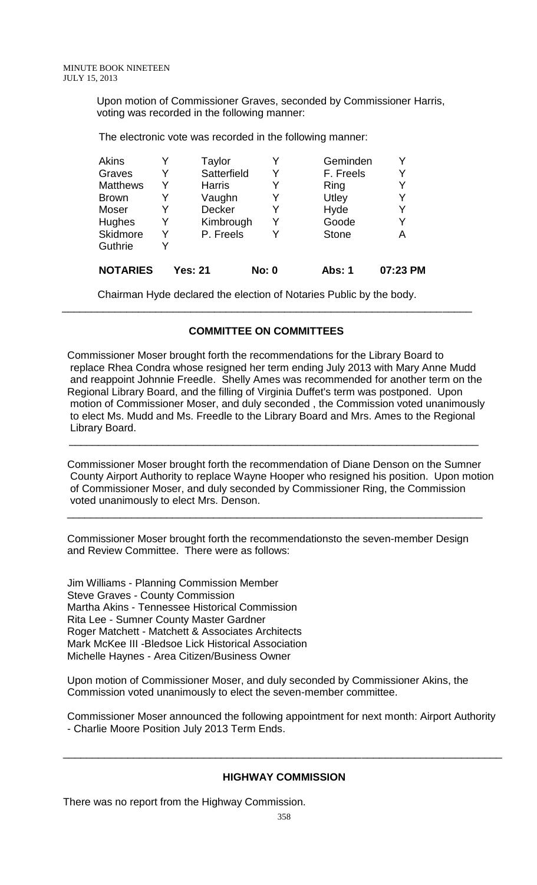Upon motion of Commissioner Graves, seconded by Commissioner Harris, voting was recorded in the following manner:

The electronic vote was recorded in the following manner:

| | | | | | |
|---|---|---|---|---|---|
| Akins | Y | Taylor | Y | Geminden | Y |
| Graves | Y | Satterfield | Y | F. Freels | Y |
| Matthews | Y | Harris | Y | Ring | Y |
| Brown | Y | Vaughn | Y | Utley | Y |
| Moser | Y | Decker | Y | Hyde | Y |
| Hughes | Y | Kimbrough | Y | Goode | Y |
| Skidmore | Y | P. Freels | Y | Stone | A |
| Guthrie | Y | | | | |
| **NOTARIES** | **Yes: 21** | | **No: 0** | **Abs: 1** | **07:23 PM** |

Chairman Hyde declared the election of Notaries Public by the body.

---

## COMMITTEE ON COMMITTEES

Commissioner Moser brought forth the recommendations for the Library Board to replace Rhea Condra whose resigned her term ending July 2013 with Mary Anne Mudd and reappoint Johnnie Freedle. Shelly Ames was recommended for another term on the Regional Library Board, and the filling of Virginia Duffet's term was postponed. Upon motion of Commissioner Moser, and duly seconded , the Commission voted unanimously to elect Ms. Mudd and Ms. Freedle to the Library Board and Mrs. Ames to the Regional Library Board.

---

Commissioner Moser brought forth the recommendation of Diane Denson on the Sumner County Airport Authority to replace Wayne Hooper who resigned his position. Upon motion of Commissioner Moser, and duly seconded by Commissioner Ring, the Commission voted unanimously to elect Mrs. Denson.

---

Commissioner Moser brought forth the recommendationsto the seven-member Design and Review Committee. There were as follows:

Jim Williams - Planning Commission Member
Steve Graves - County Commission
Martha Akins - Tennessee Historical Commission
Rita Lee - Sumner County Master Gardner
Roger Matchett - Matchett & Associates Architects
Mark McKee III -Bledsoe Lick Historical Association
Michelle Haynes - Area Citizen/Business Owner

Upon motion of Commissioner Moser, and duly seconded by Commissioner Akins, the Commission voted unanimously to elect the seven-member committee.

Commissioner Moser announced the following appointment for next month: Airport Authority - Charlie Moore Position July 2013 Term Ends.

---

## HIGHWAY COMMISSION

There was no report from the Highway Commission.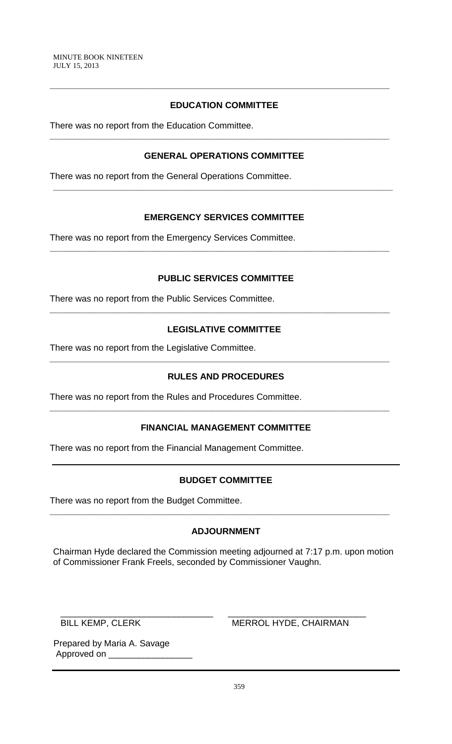## EDUCATION COMMITTEE

There was no report from the Education Committee.

## GENERAL OPERATIONS COMMITTEE

There was no report from the General Operations Committee.

## EMERGENCY SERVICES COMMITTEE

There was no report from the Emergency Services Committee.

## PUBLIC SERVICES COMMITTEE

There was no report from the Public Services Committee.

## LEGISLATIVE COMMITTEE

There was no report from the Legislative Committee.

## RULES AND PROCEDURES

There was no report from the Rules and Procedures Committee.

## FINANCIAL MANAGEMENT COMMITTEE

There was no report from the Financial Management Committee.

## BUDGET COMMITTEE

There was no report from the Budget Committee.

## ADJOURNMENT

Chairman Hyde declared the Commission meeting adjourned at 7:17 p.m. upon motion of Commissioner Frank Freels, seconded by Commissioner Vaughn.

\_\_\_\_\_\_\_\_\_\_\_\_\_\_\_\_\_\_\_\_\_\_\_\_\_\_\_\_\_\_ BILL KEMP, CLERK

\_\_\_\_\_\_\_\_\_\_\_\_\_\_\_\_\_\_\_\_\_\_\_\_\_\_\_\_\_\_ MERROL HYDE, CHAIRMAN

Prepared by Maria A. Savage

Approved on \_\_\_\_\_\_\_\_\_\_\_\_\_\_\_\_\_